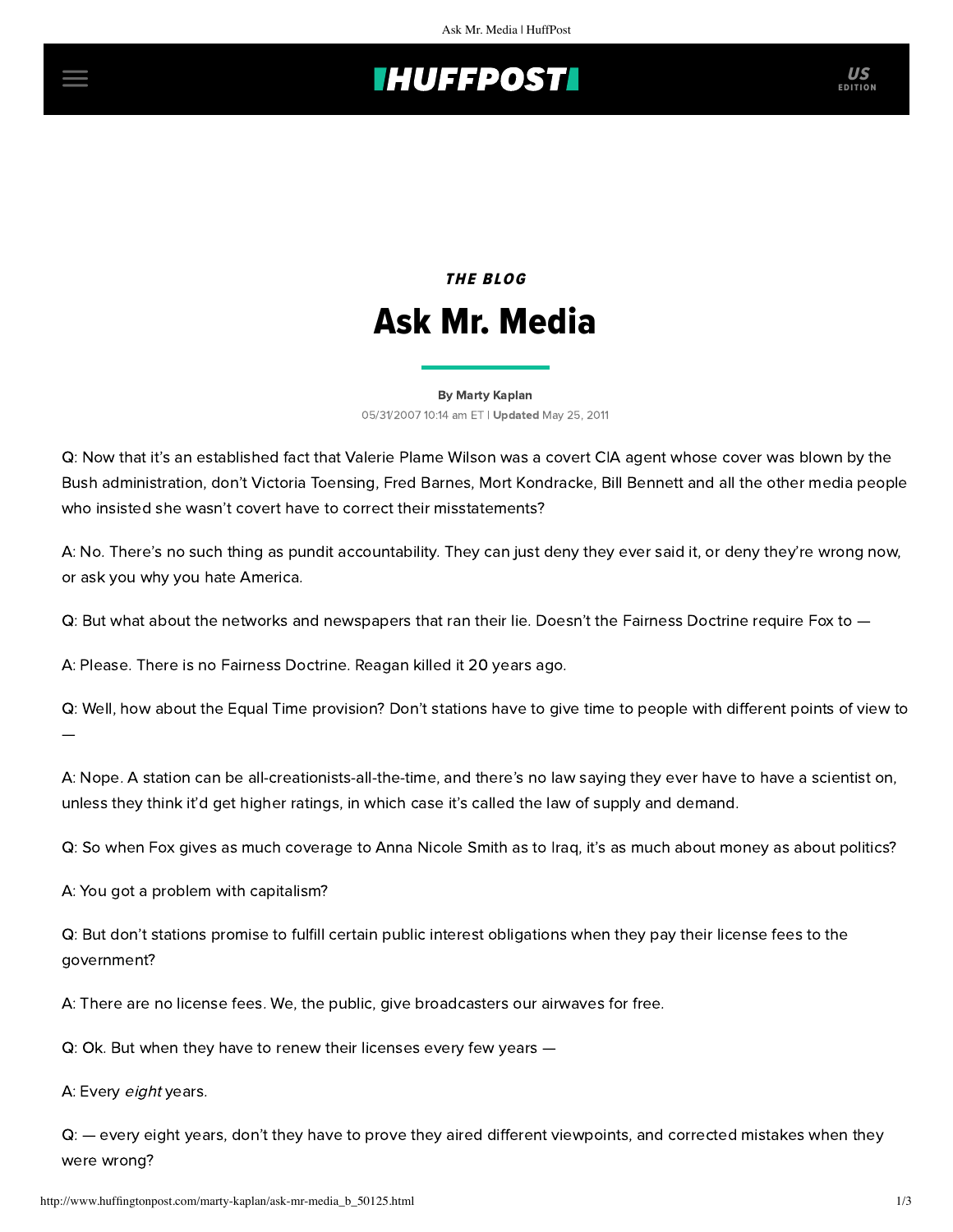THE BLOG

# Ask Mr. Media

By Marty Kaplan

05/31/2007 10:14 am ET | **Updated** May 25, 2011

Q: Now that it's an established fact that Valerie Plame Wilson was a covert CIA agent whose cover was blown by the Bush administration, don't Victoria Toensing, Fred Barnes, Mort Kondracke, Bill Bennett and all the other media people who insisted she wasn't covert have to correct their misstatements?

A: No. There's no such thing as pundit accountability. They can just deny they ever said it, or deny they're wrong now, or ask you why you hate America.

Q: But what about the networks and newspapers that ran their lie. Doesn't the Fairness Doctrine require Fox to —

A: Please. There is no Fairness Doctrine. Reagan killed it 20 years ago.

Q: Well, how about the Equal Time provision? Don't stations have to give time to people with different points of view to —

A: Nope. A station can be all-creationists-all-the-time, and there's no law saying they ever have to have a scientist on, unless they think it'd get higher ratings, in which case it's called the law of supply and demand.

Q: So when Fox gives as much coverage to Anna Nicole Smith as to Iraq, it's as much about money as about politics?

A: You got a problem with capitalism?

Q: But don't stations promise to fulfill certain public interest obligations when they pay their license fees to the government?

A: There are no license fees. We, the public, give broadcasters our airwaves for free.

Q: Ok. But when they have to renew their licenses every few years —

A: Every *eight* years.

Q: — every eight years, don't they have to prove they aired different viewpoints, and corrected mistakes when they were wrong?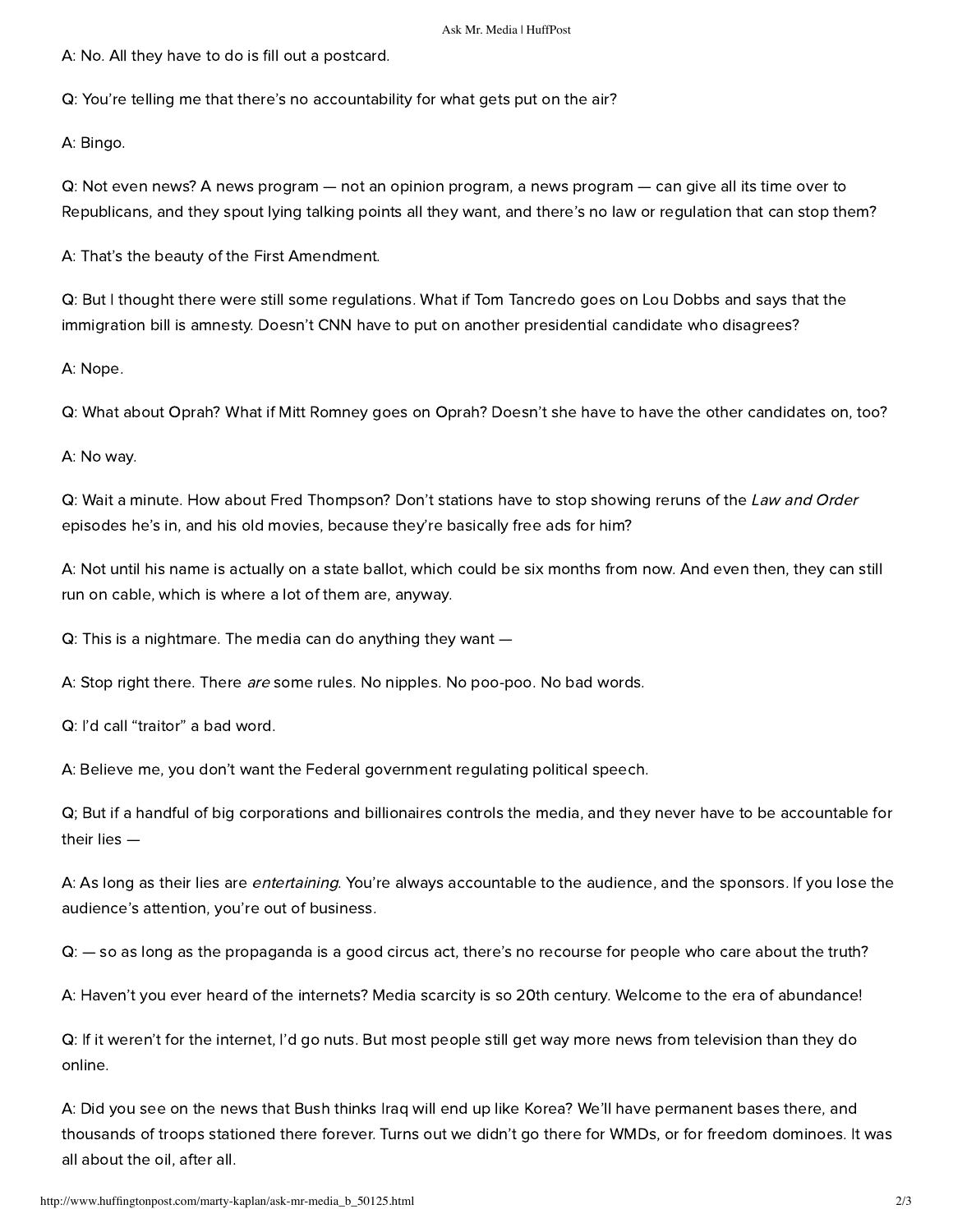A: No. All they have to do is fill out a postcard.

Q: You're telling me that there's no accountability for what gets put on the air?

A: Bingo.

Q: Not even news? A news program — not an opinion program, a news program — can give all its time over to Republicans, and they spout lying talking points all they want, and there's no law or regulation that can stop them?

A: That's the beauty of the First Amendment.

Q: But I thought there were still some regulations. What if Tom Tancredo goes on Lou Dobbs and says that the immigration bill is amnesty. Doesn't CNN have to put on another presidential candidate who disagrees?

A: Nope.

Q: What about Oprah? What if Mitt Romney goes on Oprah? Doesn't she have to have the other candidates on, too?

A: No way.

Q: Wait a minute. How about Fred Thompson? Don't stations have to stop showing reruns of the *Law and Order* episodes he's in, and his old movies, because they're basically free ads for him?

A: Not until his name is actually on a state ballot, which could be six months from now. And even then, they can still run on cable, which is where a lot of them are, anyway.

Q: This is a nightmare. The media can do anything they want —

A: Stop right there. There *are* some rules. No nipples. No poo-poo. No bad words.

Q: I'd call "traitor" a bad word.

A: Believe me, you don't want the Federal government regulating political speech.

Q; But if a handful of big corporations and billionaires controls the media, and they never have to be accountable for their lies —

A: As long as their lies are *entertaining*. You're always accountable to the audience, and the sponsors. If you lose the audience's attention, you're out of business.

Q: — so as long as the propaganda is a good circus act, there's no recourse for people who care about the truth?

A: Haven't you ever heard of the internets? Media scarcity is so 20th century. Welcome to the era of abundance!

Q: If it weren't for the internet, I'd go nuts. But most people still get way more news from television than they do online.

A: Did you see on the news that Bush thinks Iraq will end up like Korea? We'll have permanent bases there, and thousands of troops stationed there forever. Turns out we didn't go there for WMDs, or for freedom dominoes. It was all about the oil, after all.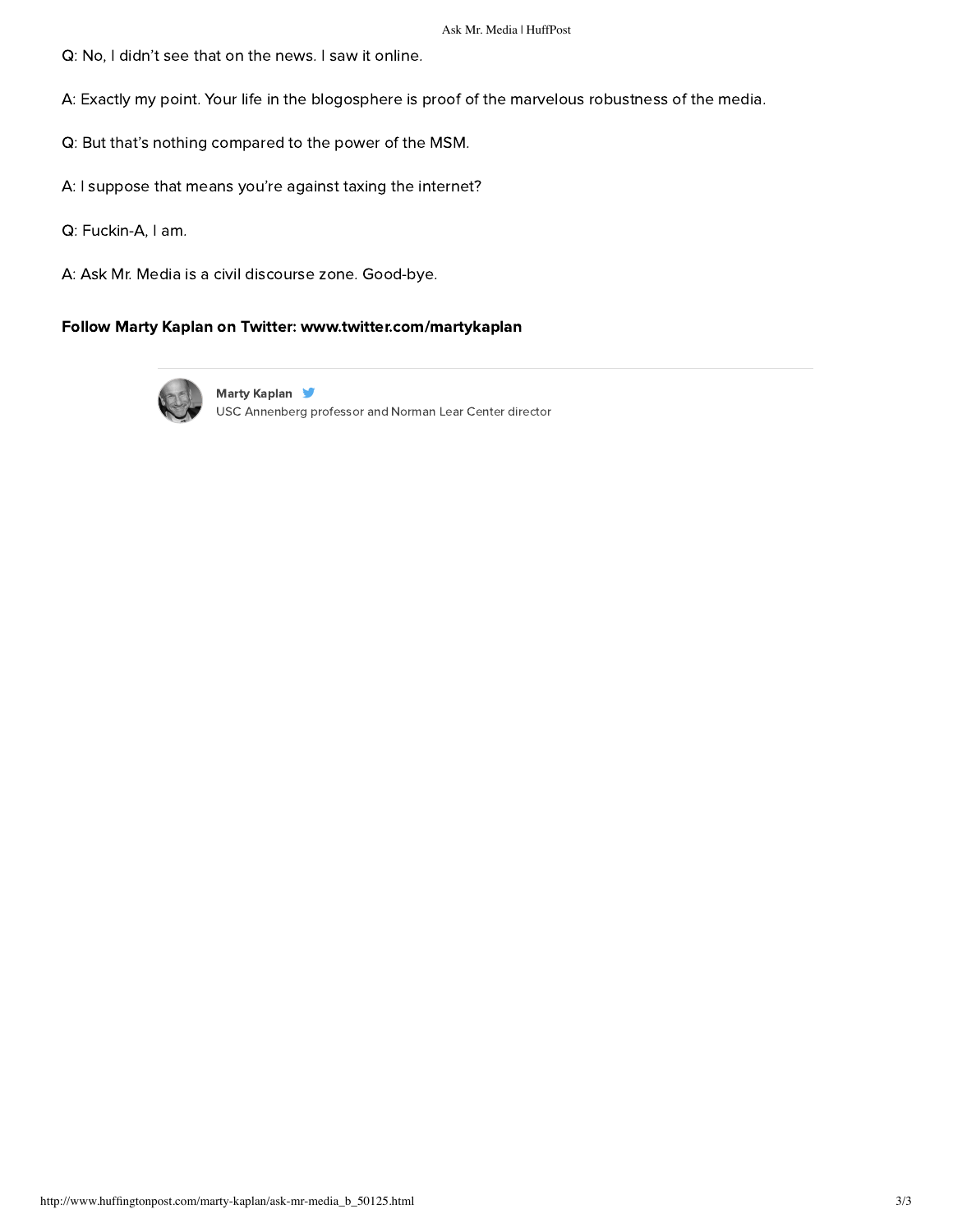Q: No, I didn't see that on the news. I saw it online.

A: Exactly my point. Your life in the blogosphere is proof of the marvelous robustness of the media.

Q: But that's nothing compared to the power of the MSM.

A: I suppose that means you're against taxing the internet?

Q: Fuckin-A, I am.

A: Ask Mr. Media is a civil discourse zone. Good-bye.

**Follow Marty Kaplan on Twitter: www.twitter.com/martykaplan**

**Marty Kaplan**
USC Annenberg professor and Norman Lear Center director